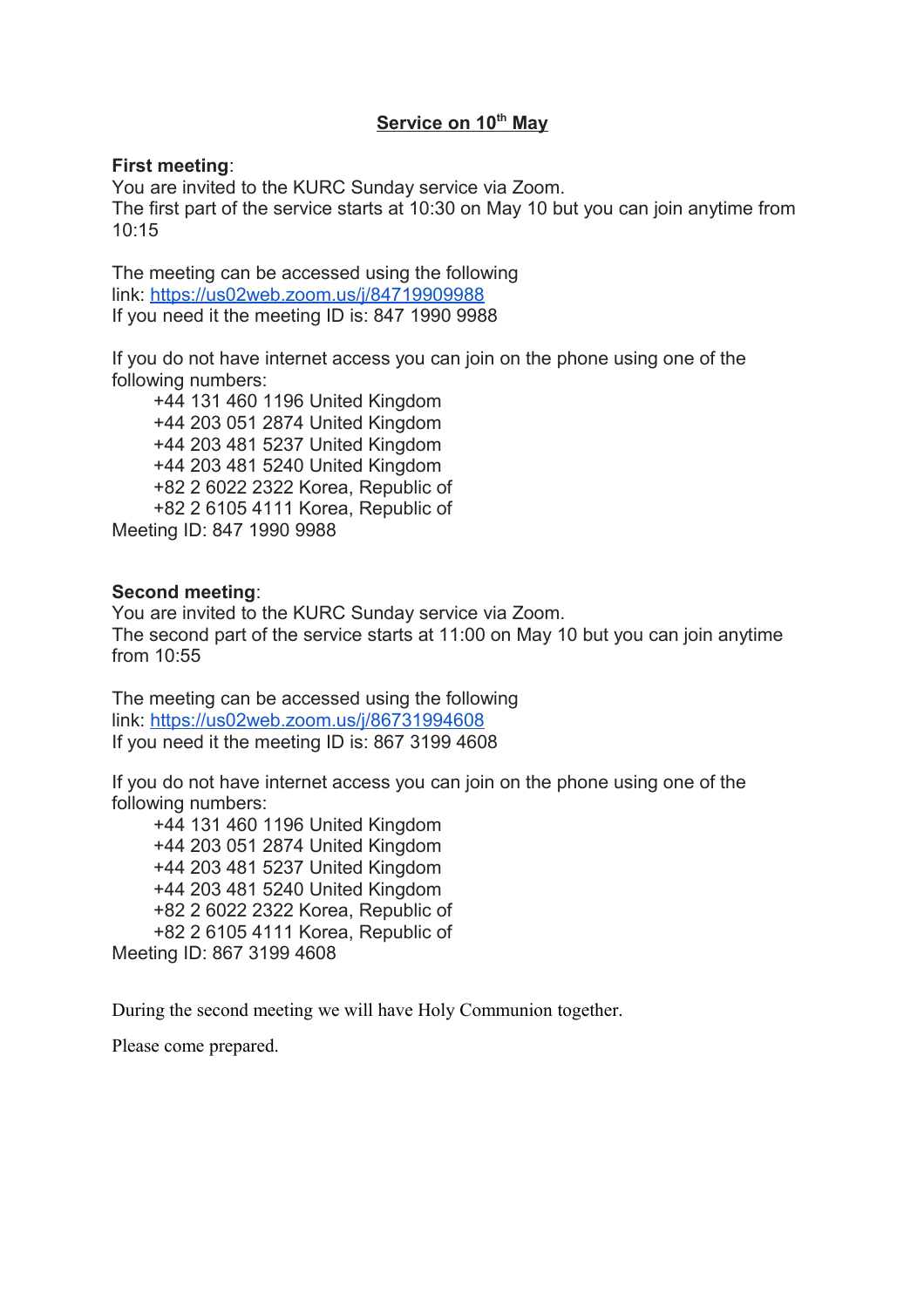# Service on 10th May

**First meeting**:
You are invited to the KURC Sunday service via Zoom.
The first part of the service starts at 10:30 on May 10 but you can join anytime from 10:15

The meeting can be accessed using the following link: https://us02web.zoom.us/j/84719909988
If you need it the meeting ID is: 847 1990 9988

If you do not have internet access you can join on the phone using one of the following numbers:

+44 131 460 1196 United Kingdom
+44 203 051 2874 United Kingdom
+44 203 481 5237 United Kingdom
+44 203 481 5240 United Kingdom
+82 2 6022 2322 Korea, Republic of
+82 2 6105 4111 Korea, Republic of

Meeting ID: 847 1990 9988

**Second meeting**:
You are invited to the KURC Sunday service via Zoom.
The second part of the service starts at 11:00 on May 10 but you can join anytime from 10:55

The meeting can be accessed using the following link: https://us02web.zoom.us/j/86731994608
If you need it the meeting ID is: 867 3199 4608

If you do not have internet access you can join on the phone using one of the following numbers:

+44 131 460 1196 United Kingdom
+44 203 051 2874 United Kingdom
+44 203 481 5237 United Kingdom
+44 203 481 5240 United Kingdom
+82 2 6022 2322 Korea, Republic of
+82 2 6105 4111 Korea, Republic of

Meeting ID: 867 3199 4608

During the second meeting we will have Holy Communion together.

Please come prepared.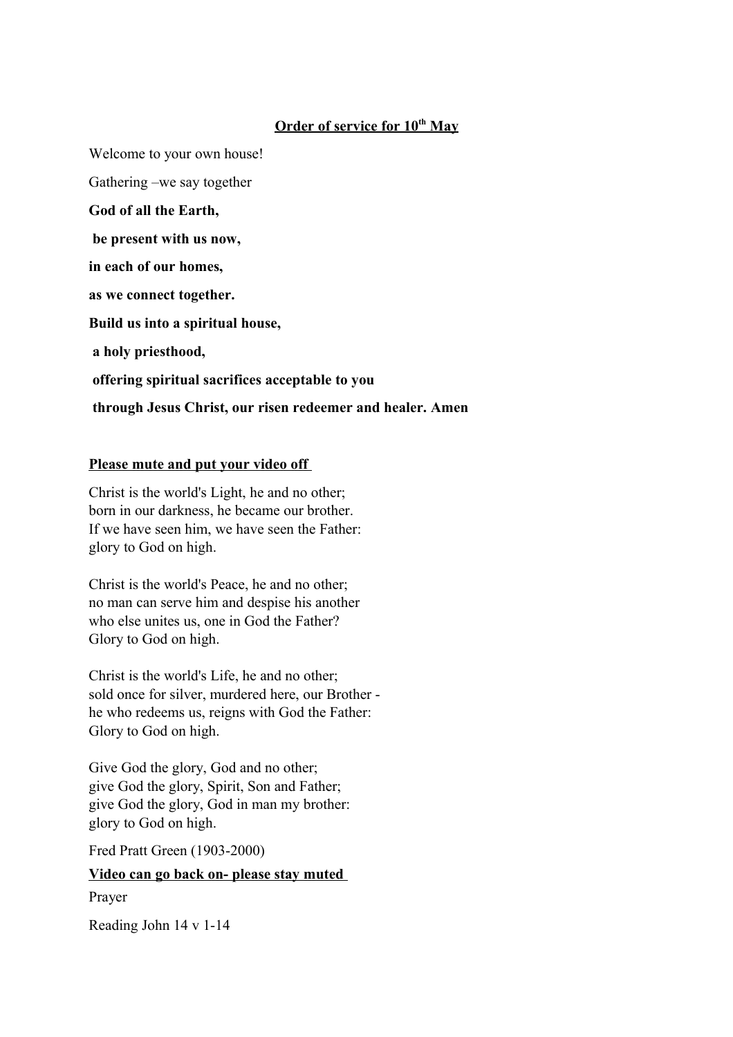**Order of service for 10th May**

Welcome to your own house!

Gathering –we say together

**God of all the Earth,**

**be present with us now,**

**in each of our homes,**

**as we connect together.**

**Build us into a spiritual house,**

**a holy priesthood,**

**offering spiritual sacrifices acceptable to you**

**through Jesus Christ, our risen redeemer and healer. Amen**

**Please mute and put your video off**

Christ is the world's Light, he and no other;
born in our darkness, he became our brother.
If we have seen him, we have seen the Father:
glory to God on high.

Christ is the world's Peace, he and no other;
no man can serve him and despise his another
who else unites us, one in God the Father?
Glory to God on high.

Christ is the world's Life, he and no other;
sold once for silver, murdered here, our Brother -
he who redeems us, reigns with God the Father:
Glory to God on high.

Give God the glory, God and no other;
give God the glory, Spirit, Son and Father;
give God the glory, God in man my brother:
glory to God on high.

Fred Pratt Green (1903-2000)

**Video can go back on- please stay muted**

Prayer

Reading John 14 v 1-14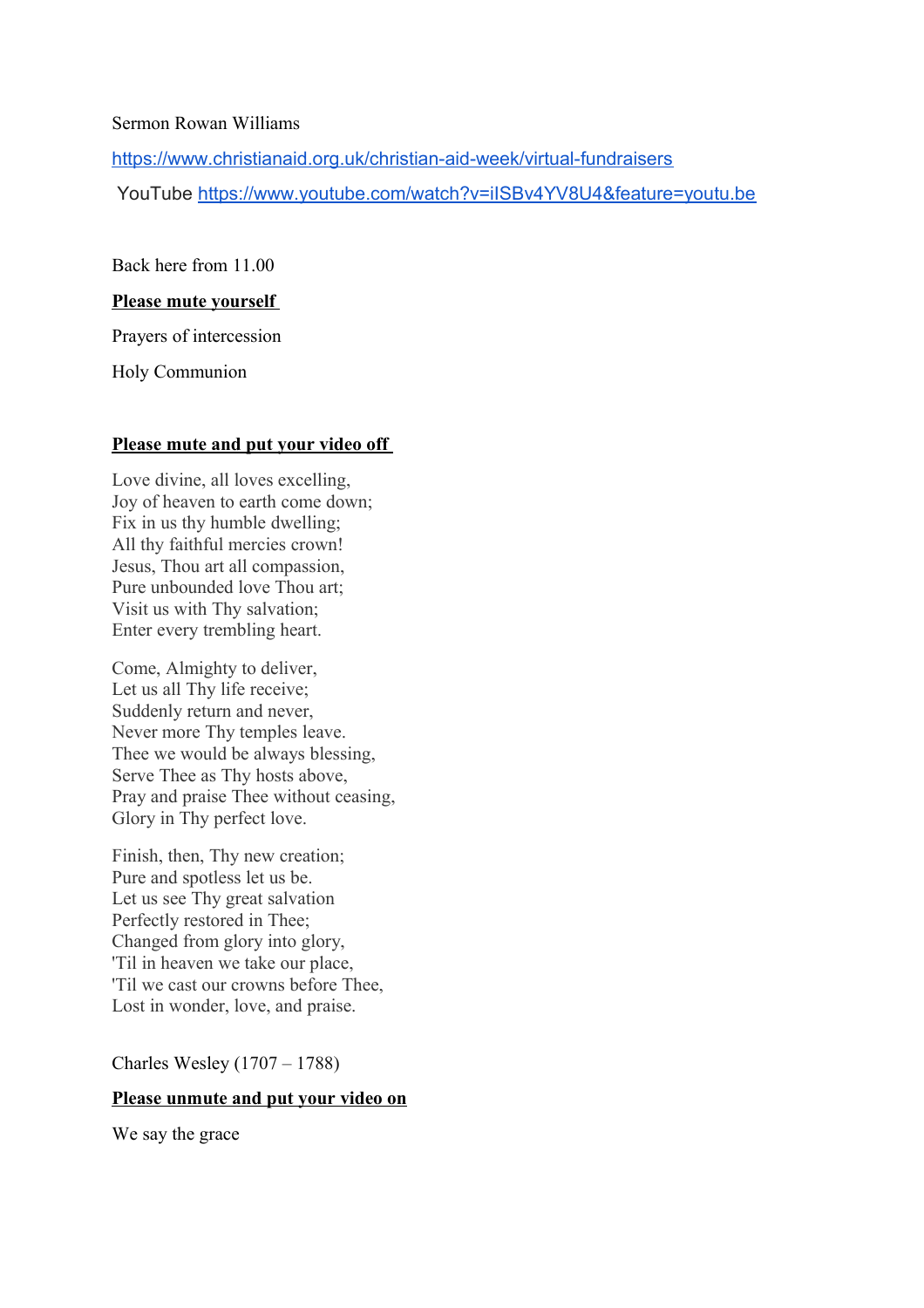Sermon Rowan Williams

https://www.christianaid.org.uk/christian-aid-week/virtual-fundraisers

YouTube https://www.youtube.com/watch?v=iISBv4YV8U4&feature=youtu.be

Back here from 11.00

**Please mute yourself**

Prayers of intercession

Holy Communion

**Please mute and put your video off**

Love divine, all loves excelling,  
Joy of heaven to earth come down;  
Fix in us thy humble dwelling;  
All thy faithful mercies crown!  
Jesus, Thou art all compassion,  
Pure unbounded love Thou art;  
Visit us with Thy salvation;  
Enter every trembling heart.

Come, Almighty to deliver,  
Let us all Thy life receive;  
Suddenly return and never,  
Never more Thy temples leave.  
Thee we would be always blessing,  
Serve Thee as Thy hosts above,  
Pray and praise Thee without ceasing,  
Glory in Thy perfect love.

Finish, then, Thy new creation;  
Pure and spotless let us be.  
Let us see Thy great salvation  
Perfectly restored in Thee;  
Changed from glory into glory,  
'Til in heaven we take our place,  
'Til we cast our crowns before Thee,  
Lost in wonder, love, and praise.

Charles Wesley (1707 – 1788)

**Please unmute and put your video on**

We say the grace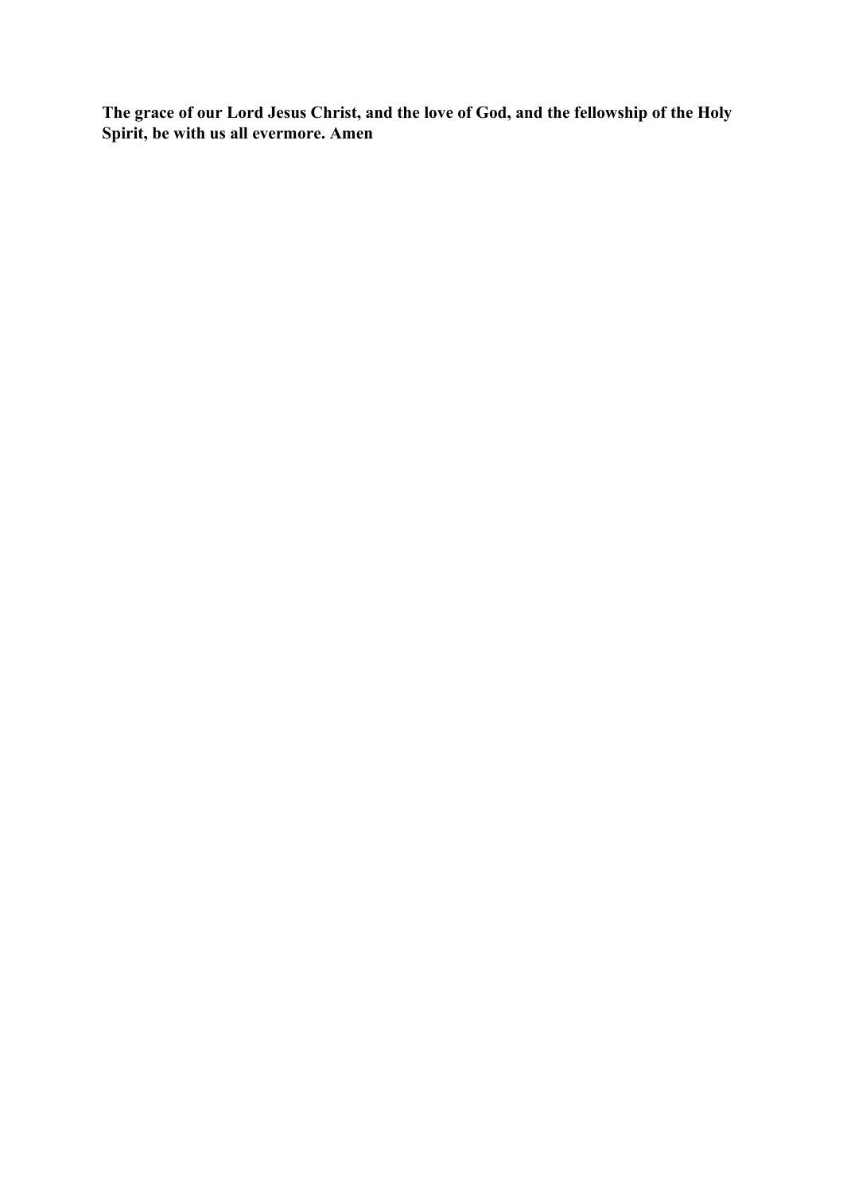**The grace of our Lord Jesus Christ, and the love of God, and the fellowship of the Holy Spirit, be with us all evermore. Amen**